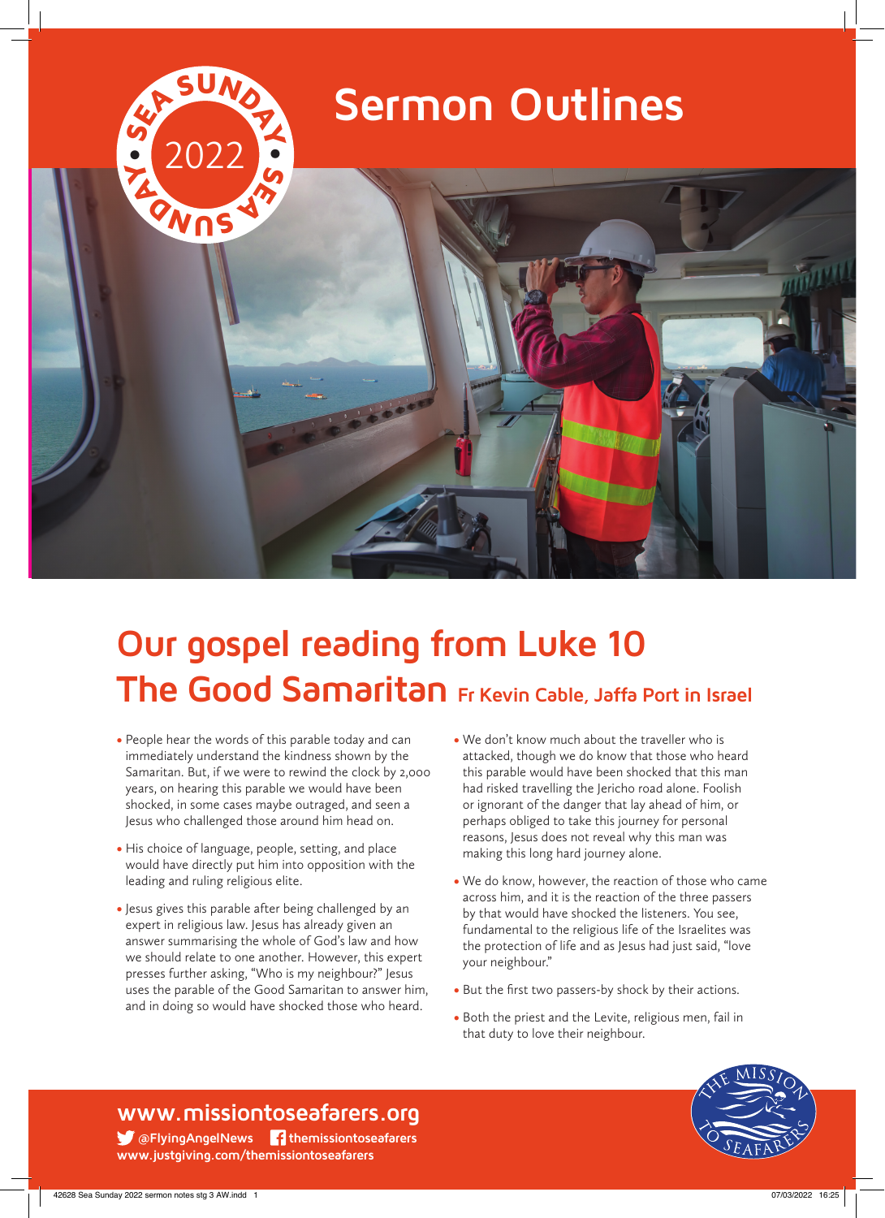# Sermon Outlines

SEA SUNDAY 2022

## Our gospel reading from Luke 10

## The Good Samaritan Fr Kevin Cable, Jaffa Port in Israel

- People hear the words of this parable today and can immediately understand the kindness shown by the Samaritan. But, if we were to rewind the clock by 2,000 years, on hearing this parable we would have been shocked, in some cases maybe outraged, and seen a Jesus who challenged those around him head on.
- His choice of language, people, setting, and place would have directly put him into opposition with the leading and ruling religious elite.
- Jesus gives this parable after being challenged by an expert in religious law. Jesus has already given an answer summarising the whole of God's law and how we should relate to one another. However, this expert presses further asking, "Who is my neighbour?" Jesus uses the parable of the Good Samaritan to answer him, and in doing so would have shocked those who heard.
- We don't know much about the traveller who is attacked, though we do know that those who heard this parable would have been shocked that this man had risked travelling the Jericho road alone. Foolish or ignorant of the danger that lay ahead of him, or perhaps obliged to take this journey for personal reasons, Jesus does not reveal why this man was making this long hard journey alone.
- We do know, however, the reaction of those who came across him, and it is the reaction of the three passers by that would have shocked the listeners. You see, fundamental to the religious life of the Israelites was the protection of life and as Jesus had just said, "love your neighbour."
- But the first two passers-by shock by their actions.
- Both the priest and the Levite, religious men, fail in that duty to love their neighbour.

**www.missiontoseafarers.org**
@FlyingAngelNews themissiontoseafarers
www.justgiving.com/themissiontoseafarers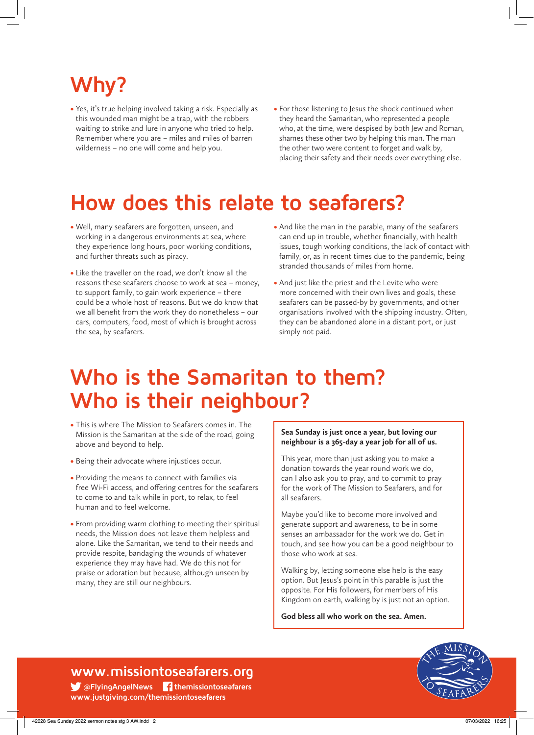# Why?

- Yes, it's true helping involved taking a risk. Especially as this wounded man might be a trap, with the robbers waiting to strike and lure in anyone who tried to help. Remember where you are – miles and miles of barren wilderness – no one will come and help you.
- For those listening to Jesus the shock continued when they heard the Samaritan, who represented a people who, at the time, were despised by both Jew and Roman, shames these other two by helping this man. The man the other two were content to forget and walk by, placing their safety and their needs over everything else.

# How does this relate to seafarers?

- Well, many seafarers are forgotten, unseen, and working in a dangerous environments at sea, where they experience long hours, poor working conditions, and further threats such as piracy.
- Like the traveller on the road, we don't know all the reasons these seafarers choose to work at sea – money, to support family, to gain work experience – there could be a whole host of reasons. But we do know that we all benefit from the work they do nonetheless – our cars, computers, food, most of which is brought across the sea, by seafarers.
- And like the man in the parable, many of the seafarers can end up in trouble, whether financially, with health issues, tough working conditions, the lack of contact with family, or, as in recent times due to the pandemic, being stranded thousands of miles from home.
- And just like the priest and the Levite who were more concerned with their own lives and goals, these seafarers can be passed-by by governments, and other organisations involved with the shipping industry. Often, they can be abandoned alone in a distant port, or just simply not paid.

# Who is the Samaritan to them? Who is their neighbour?

- This is where The Mission to Seafarers comes in. The Mission is the Samaritan at the side of the road, going above and beyond to help.
- Being their advocate where injustices occur.
- Providing the means to connect with families via free Wi-Fi access, and offering centres for the seafarers to come to and talk while in port, to relax, to feel human and to feel welcome.
- From providing warm clothing to meeting their spiritual needs, the Mission does not leave them helpless and alone. Like the Samaritan, we tend to their needs and provide respite, bandaging the wounds of whatever experience they may have had. We do this not for praise or adoration but because, although unseen by many, they are still our neighbours.

**Sea Sunday is just once a year, but loving our neighbour is a 365-day a year job for all of us.**

This year, more than just asking you to make a donation towards the year round work we do, can I also ask you to pray, and to commit to pray for the work of The Mission to Seafarers, and for all seafarers.

Maybe you'd like to become more involved and generate support and awareness, to be in some senses an ambassador for the work we do. Get in touch, and see how you can be a good neighbour to those who work at sea.

Walking by, letting someone else help is the easy option. But Jesus's point in this parable is just the opposite. For His followers, for members of His Kingdom on earth, walking by is just not an option.

**God bless all who work on the sea. Amen.**

**www.missiontoseafarers.org**

**@FlyingAngelNews** **themissiontoseafarers**

**www.justgiving.com/themissiontoseafarers**

THE MISSION TO SEAFARERS